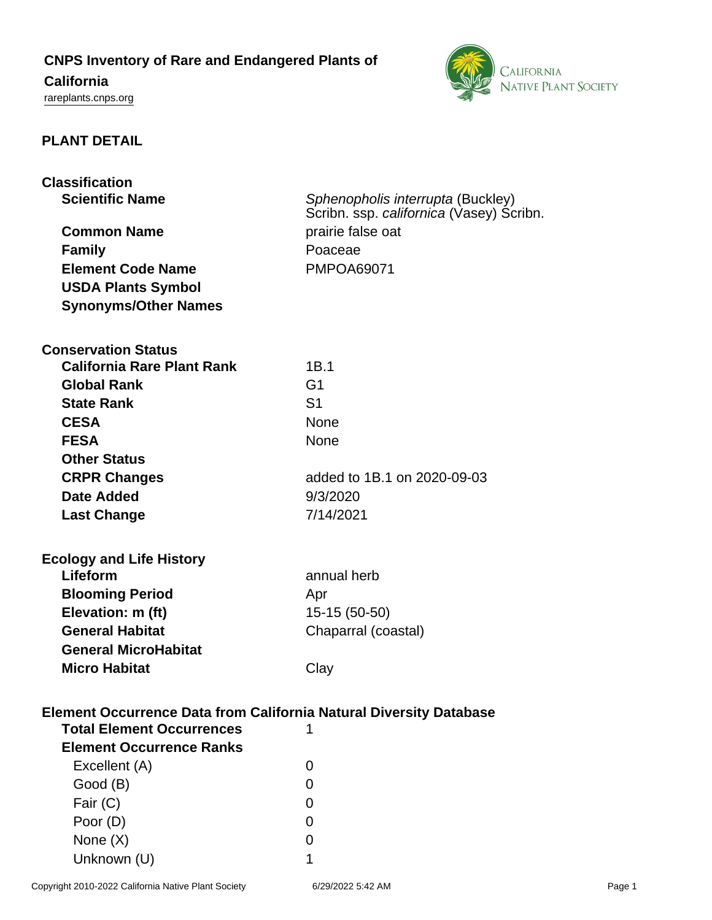# CNPS Inventory of Rare and Endangered Plants of California

rareplants.cnps.org

## PLANT DETAIL

### Classification

| | |
|---|---|
| **Scientific Name** | *Sphenopholis interrupta* (Buckley) Scribn. ssp. *californica* (Vasey) Scribn. |
| **Common Name** | prairie false oat |
| **Family** | Poaceae |
| **Element Code Name** | PMPOA69071 |
| **USDA Plants Symbol** | |
| **Synonyms/Other Names** | |

### Conservation Status

| | |
|---|---|
| **California Rare Plant Rank** | 1B.1 |
| **Global Rank** | G1 |
| **State Rank** | S1 |
| **CESA** | None |
| **FESA** | None |
| **Other Status** | |
| **CRPR Changes** | added to 1B.1 on 2020-09-03 |
| **Date Added** | 9/3/2020 |
| **Last Change** | 7/14/2021 |

### Ecology and Life History

| | |
|---|---|
| **Lifeform** | annual herb |
| **Blooming Period** | Apr |
| **Elevation: m (ft)** | 15-15 (50-50) |
| **General Habitat** | Chaparral (coastal) |
| **General MicroHabitat** | |
| **Micro Habitat** | Clay |

### Element Occurrence Data from California Natural Diversity Database

| | |
|---|---|
| **Total Element Occurrences** | 1 |
| **Element Occurrence Ranks** | |
| Excellent (A) | 0 |
| Good (B) | 0 |
| Fair (C) | 0 |
| Poor (D) | 0 |
| None (X) | 0 |
| Unknown (U) | 1 |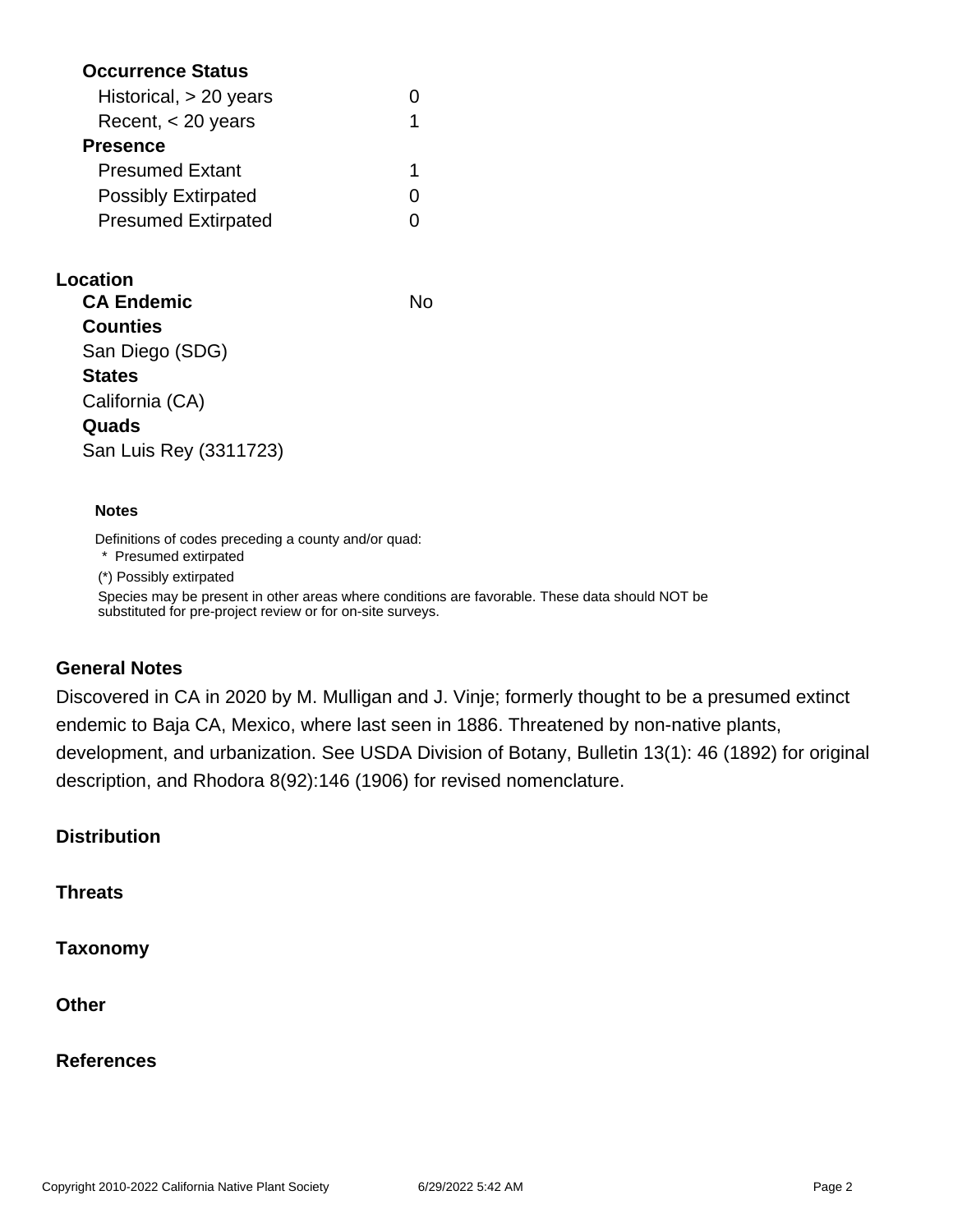**Occurrence Status**

| | |
|---|---|
| Historical, > 20 years | 0 |
| Recent, < 20 years | 1 |

**Presence**

| | |
|---|---|
| Presumed Extant | 1 |
| Possibly Extirpated | 0 |
| Presumed Extirpated | 0 |

## Location

**CA Endemic** No

**Counties**

San Diego (SDG)

**States**

California (CA)

**Quads**

San Luis Rey (3311723)

**Notes**

Definitions of codes preceding a county and/or quad:

* Presumed extirpated

(*) Possibly extirpated

Species may be present in other areas where conditions are favorable. These data should NOT be substituted for pre-project review or for on-site surveys.

## General Notes

Discovered in CA in 2020 by M. Mulligan and J. Vinje; formerly thought to be a presumed extinct endemic to Baja CA, Mexico, where last seen in 1886. Threatened by non-native plants, development, and urbanization. See USDA Division of Botany, Bulletin 13(1): 46 (1892) for original description, and Rhodora 8(92):146 (1906) for revised nomenclature.

## Distribution

## Threats

## Taxonomy

## Other

## References

Copyright 2010-2022 California Native Plant Society 6/29/2022 5:42 AM